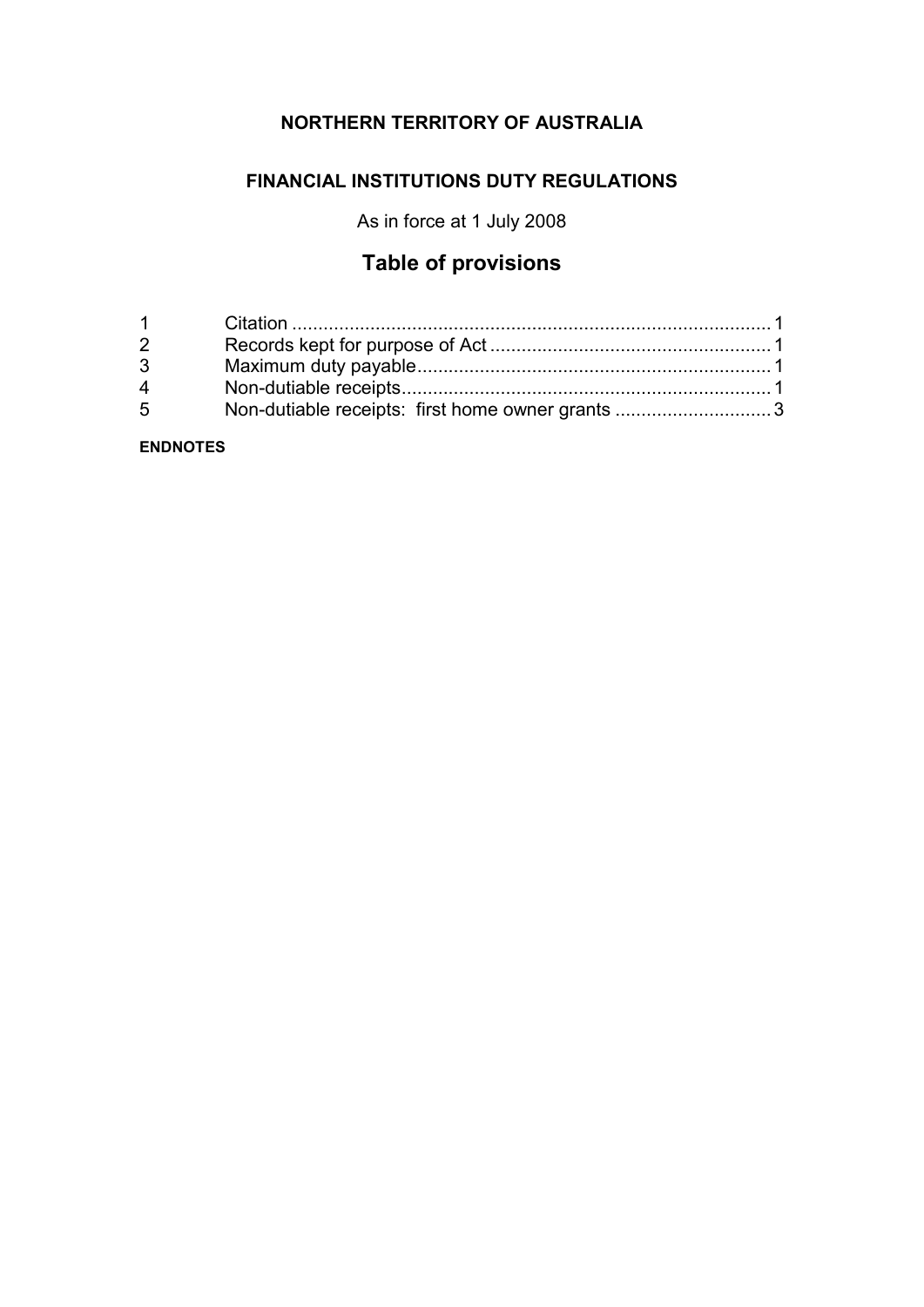# NORTHERN TERRITORY OF AUSTRALIA

## FINANCIAL INSTITUTIONS DUTY REGULATIONS

As in force at 1 July 2008

## Table of provisions

| | | |
|---|---|---|
| 1 | Citation | 1 |
| 2 | Records kept for purpose of Act | 1 |
| 3 | Maximum duty payable | 1 |
| 4 | Non-dutiable receipts | 1 |
| 5 | Non-dutiable receipts: first home owner grants | 3 |

**ENDNOTES**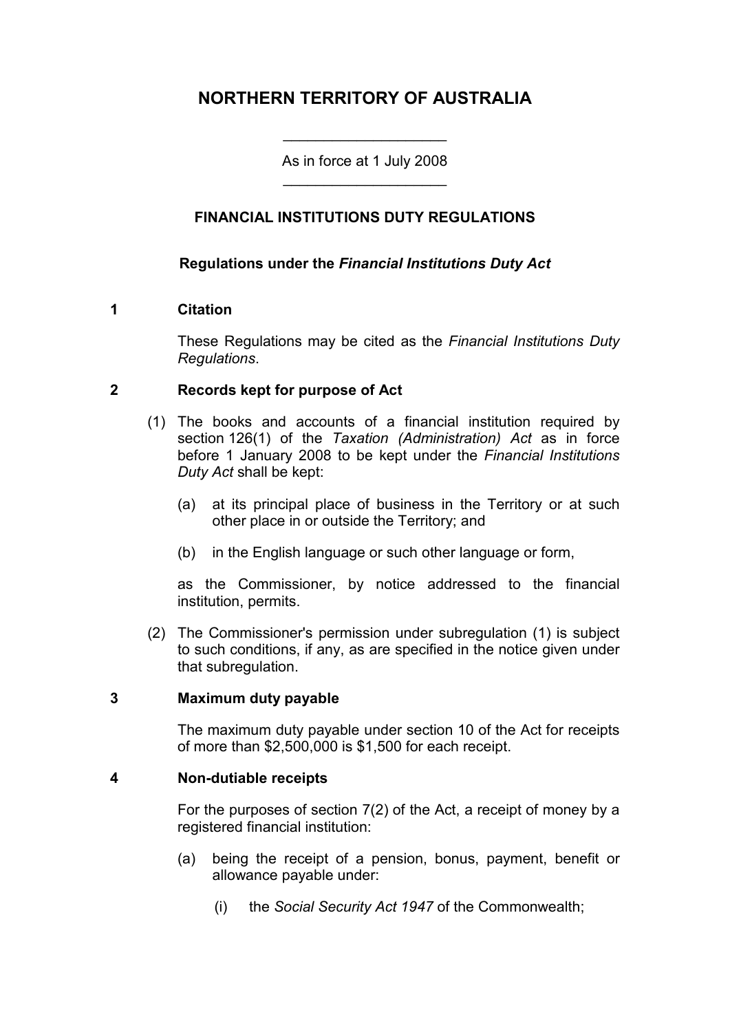# NORTHERN TERRITORY OF AUSTRALIA

As in force at 1 July 2008

## FINANCIAL INSTITUTIONS DUTY REGULATIONS

**Regulations under the *Financial Institutions Duty Act***

### 1 Citation

These Regulations may be cited as the *Financial Institutions Duty Regulations*.

### 2 Records kept for purpose of Act

(1) The books and accounts of a financial institution required by section 126(1) of the *Taxation (Administration) Act* as in force before 1 January 2008 to be kept under the *Financial Institutions Duty Act* shall be kept:

- (a) at its principal place of business in the Territory or at such other place in or outside the Territory; and
- (b) in the English language or such other language or form,

as the Commissioner, by notice addressed to the financial institution, permits.

(2) The Commissioner's permission under subregulation (1) is subject to such conditions, if any, as are specified in the notice given under that subregulation.

### 3 Maximum duty payable

The maximum duty payable under section 10 of the Act for receipts of more than $2,500,000 is $1,500 for each receipt.

### 4 Non-dutiable receipts

For the purposes of section 7(2) of the Act, a receipt of money by a registered financial institution:

- (a) being the receipt of a pension, bonus, payment, benefit or allowance payable under:
  - (i) the *Social Security Act 1947* of the Commonwealth;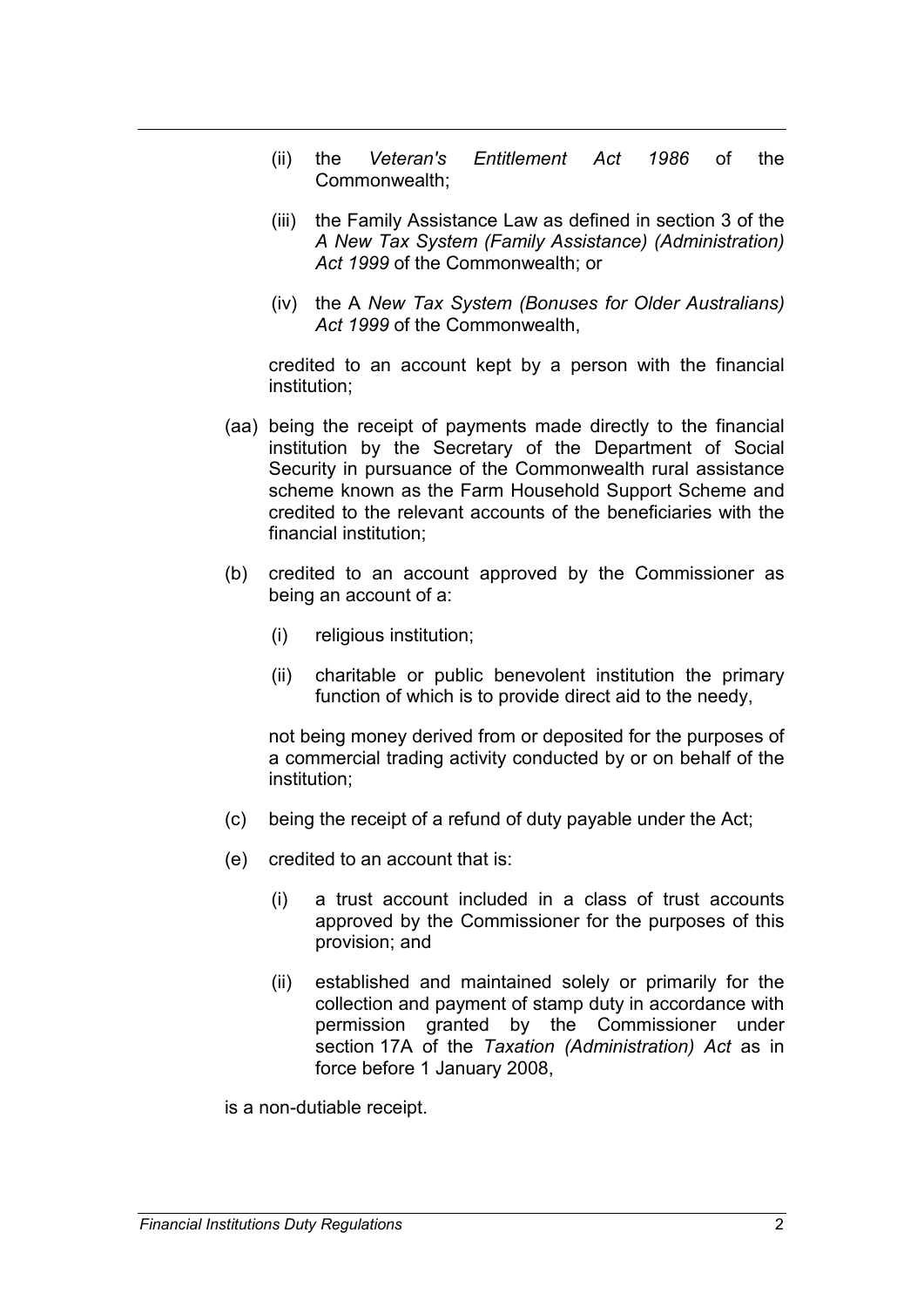(ii) the *Veteran's Entitlement Act 1986* of the Commonwealth;

(iii) the Family Assistance Law as defined in section 3 of the *A New Tax System (Family Assistance) (Administration) Act 1999* of the Commonwealth; or

(iv) the A *New Tax System (Bonuses for Older Australians) Act 1999* of the Commonwealth,

credited to an account kept by a person with the financial institution;

(aa) being the receipt of payments made directly to the financial institution by the Secretary of the Department of Social Security in pursuance of the Commonwealth rural assistance scheme known as the Farm Household Support Scheme and credited to the relevant accounts of the beneficiaries with the financial institution;

(b) credited to an account approved by the Commissioner as being an account of a:

(i) religious institution;

(ii) charitable or public benevolent institution the primary function of which is to provide direct aid to the needy,

not being money derived from or deposited for the purposes of a commercial trading activity conducted by or on behalf of the institution;

(c) being the receipt of a refund of duty payable under the Act;

(e) credited to an account that is:

(i) a trust account included in a class of trust accounts approved by the Commissioner for the purposes of this provision; and

(ii) established and maintained solely or primarily for the collection and payment of stamp duty in accordance with permission granted by the Commissioner under section 17A of the *Taxation (Administration) Act* as in force before 1 January 2008,

is a non-dutiable receipt.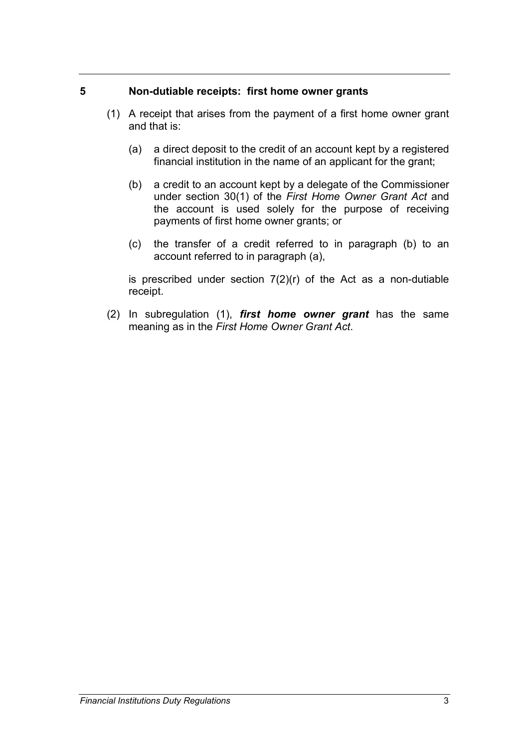## 5 Non-dutiable receipts: first home owner grants

(1) A receipt that arises from the payment of a first home owner grant and that is:

(a) a direct deposit to the credit of an account kept by a registered financial institution in the name of an applicant for the grant;

(b) a credit to an account kept by a delegate of the Commissioner under section 30(1) of the *First Home Owner Grant Act* and the account is used solely for the purpose of receiving payments of first home owner grants; or

(c) the transfer of a credit referred to in paragraph (b) to an account referred to in paragraph (a),

is prescribed under section 7(2)(r) of the Act as a non-dutiable receipt.

(2) In subregulation (1), ***first home owner grant*** has the same meaning as in the *First Home Owner Grant Act*.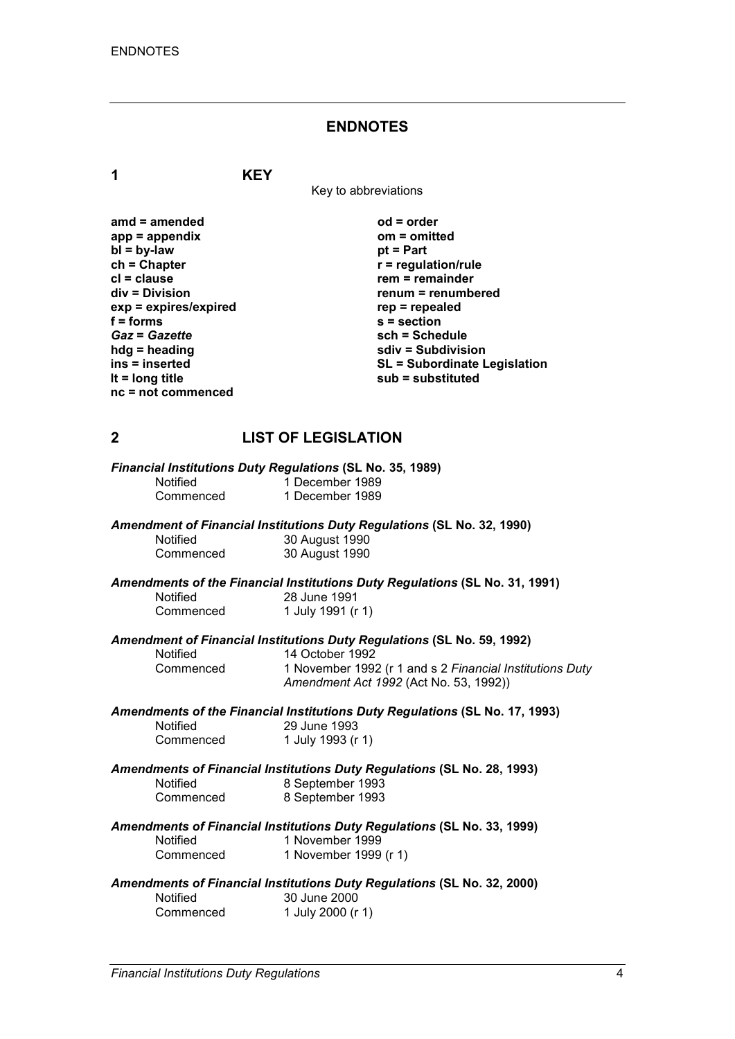## ENDNOTES

### 1 KEY

Key to abbreviations

**amd = amended**
**app = appendix**
**bl = by-law**
**ch = Chapter**
**cl = clause**
**div = Division**
**exp = expires/expired**
**f = forms**
***Gaz* = *Gazette***
**hdg = heading**
**ins = inserted**
**lt = long title**
**nc = not commenced**
**od = order**
**om = omitted**
**pt = Part**
**r = regulation/rule**
**rem = remainder**
**renum = renumbered**
**rep = repealed**
**s = section**
**sch = Schedule**
**sdiv = Subdivision**
**SL = Subordinate Legislation**
**sub = substituted**

### 2 LIST OF LEGISLATION

***Financial Institutions Duty Regulations* (SL No. 35, 1989)**

| | |
|---|---|
| Notified | 1 December 1989 |
| Commenced | 1 December 1989 |

***Amendment of Financial Institutions Duty Regulations* (SL No. 32, 1990)**

| | |
|---|---|
| Notified | 30 August 1990 |
| Commenced | 30 August 1990 |

***Amendments of the Financial Institutions Duty Regulations* (SL No. 31, 1991)**

| | |
|---|---|
| Notified | 28 June 1991 |
| Commenced | 1 July 1991 (r 1) |

***Amendment of Financial Institutions Duty Regulations* (SL No. 59, 1992)**

| | |
|---|---|
| Notified | 14 October 1992 |
| Commenced | 1 November 1992 (r 1 and s 2 *Financial Institutions Duty Amendment Act 1992* (Act No. 53, 1992)) |

***Amendments of the Financial Institutions Duty Regulations* (SL No. 17, 1993)**

| | |
|---|---|
| Notified | 29 June 1993 |
| Commenced | 1 July 1993 (r 1) |

***Amendments of Financial Institutions Duty Regulations* (SL No. 28, 1993)**

| | |
|---|---|
| Notified | 8 September 1993 |
| Commenced | 8 September 1993 |

***Amendments of Financial Institutions Duty Regulations* (SL No. 33, 1999)**

| | |
|---|---|
| Notified | 1 November 1999 |
| Commenced | 1 November 1999 (r 1) |

***Amendments of Financial Institutions Duty Regulations* (SL No. 32, 2000)**

| | |
|---|---|
| Notified | 30 June 2000 |
| Commenced | 1 July 2000 (r 1) |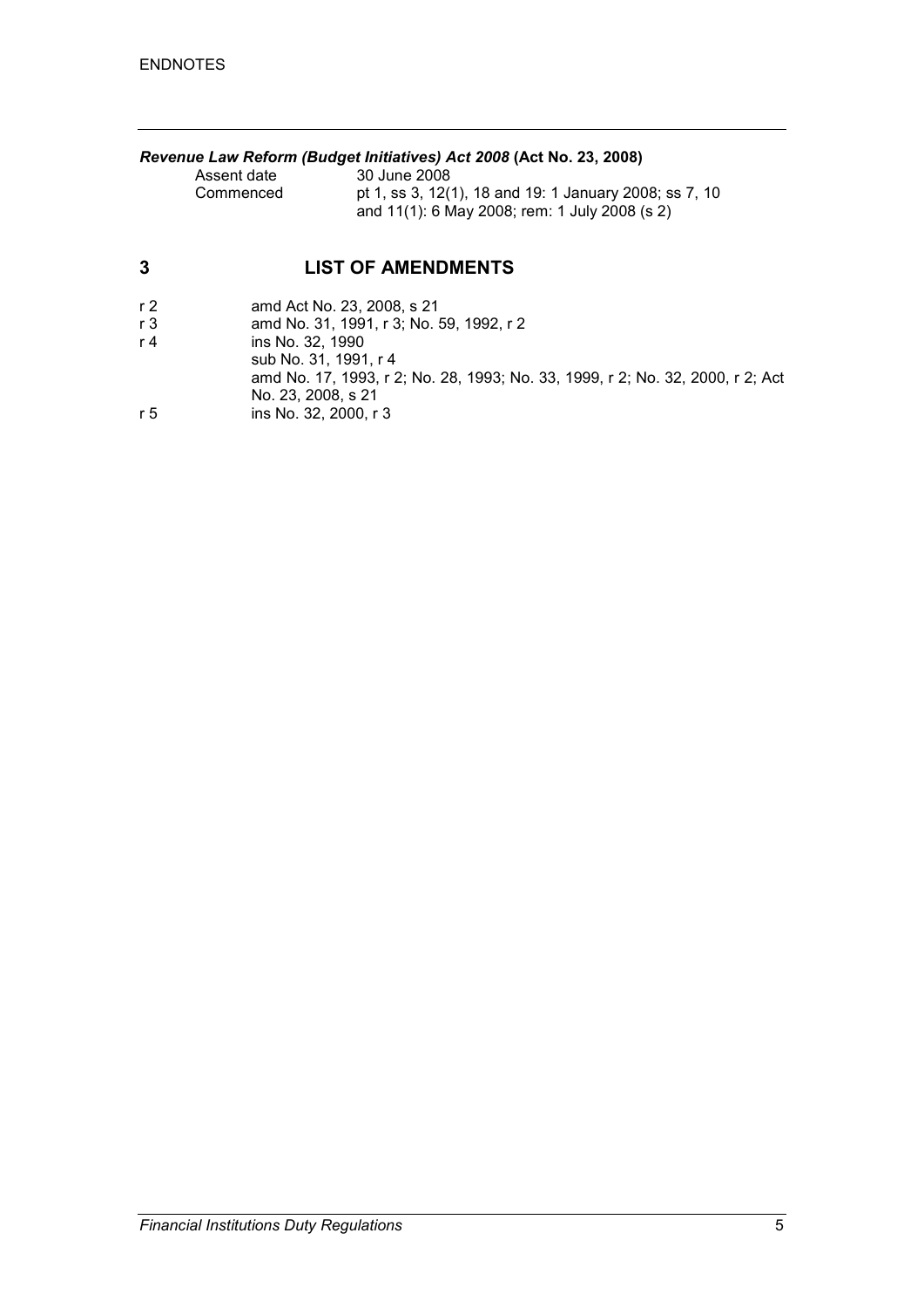***Revenue Law Reform (Budget Initiatives) Act 2008* (Act No. 23, 2008)**

| | |
|---|---|
| Assent date | 30 June 2008 |
| Commenced | pt 1, ss 3, 12(1), 18 and 19: 1 January 2008; ss 7, 10 and 11(1): 6 May 2008; rem: 1 July 2008 (s 2) |

## 3 LIST OF AMENDMENTS

| | |
|---|---|
| r 2 | amd Act No. 23, 2008, s 21 |
| r 3 | amd No. 31, 1991, r 3; No. 59, 1992, r 2 |
| r 4 | ins No. 32, 1990 |
| | sub No. 31, 1991, r 4 |
| | amd No. 17, 1993, r 2; No. 28, 1993; No. 33, 1999, r 2; No. 32, 2000, r 2; Act No. 23, 2008, s 21 |
| r 5 | ins No. 32, 2000, r 3 |